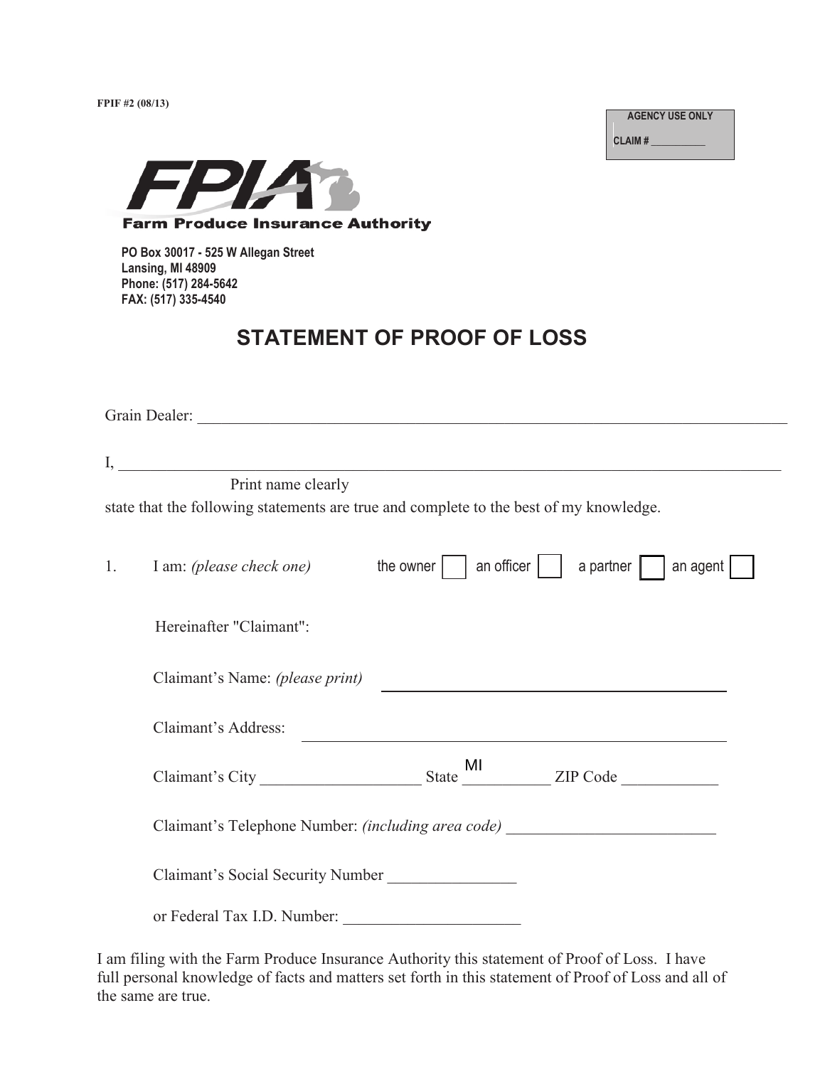FPIF #2 (08/13)

AGENCY USE ONLY

CLAIM # ___________

**Farm Produce Insurance Authority**

**PO Box 30017 - 525 W Allegan Street**
**Lansing, MI 48909**
**Phone: (517) 284-5642**
**FAX: (517) 335-4540**

# STATEMENT OF PROOF OF LOSS

Grain Dealer: ______________________________________________________________________________

I, ______________________________________________________________________________________
Print name clearly

state that the following statements are true and complete to the best of my knowledge.

1. I am: *(please check one)* the owner ☐ an officer ☐ a partner ☐ an agent ☐

   Hereinafter "Claimant":

   Claimant's Name: *(please print)* ________________________________________

   Claimant's Address: ________________________________________

   Claimant's City ____________________ State MI ___________ ZIP Code ____________

   Claimant's Telephone Number: *(including area code)* __________________________

   Claimant's Social Security Number ________________

   or Federal Tax I.D. Number: ______________________

I am filing with the Farm Produce Insurance Authority this statement of Proof of Loss. I have full personal knowledge of facts and matters set forth in this statement of Proof of Loss and all of the same are true.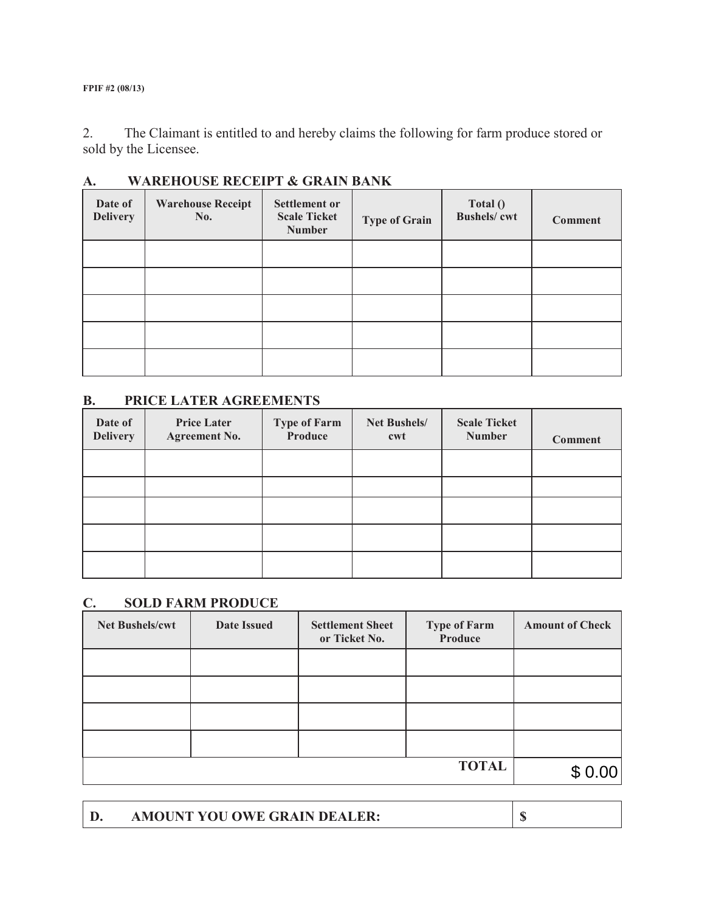FPIF #2 (08/13)

2. The Claimant is entitled to and hereby claims the following for farm produce stored or sold by the Licensee.

## A. WAREHOUSE RECEIPT & GRAIN BANK

| Date of Delivery | Warehouse Receipt No. | Settlement or Scale Ticket Number | Type of Grain | Total () Bushels/ cwt | Comment |
|---|---|---|---|---|---|
| | | | | | |
| | | | | | |
| | | | | | |
| | | | | | |
| | | | | | |

## B. PRICE LATER AGREEMENTS

| Date of Delivery | Price Later Agreement No. | Type of Farm Produce | Net Bushels/ cwt | Scale Ticket Number | Comment |
|---|---|---|---|---|---|
| | | | | | |
| | | | | | |
| | | | | | |
| | | | | | |
| | | | | | |

## C. SOLD FARM PRODUCE

| Net Bushels/cwt | Date Issued | Settlement Sheet or Ticket No. | Type of Farm Produce | Amount of Check |
|---|---|---|---|---|
| | | | | |
| | | | | |
| | | | | |
| | | | | |
| | | | **TOTAL** | $ 0.00 |

| **D. AMOUNT YOU OWE GRAIN DEALER:** | **$** |
|---|---|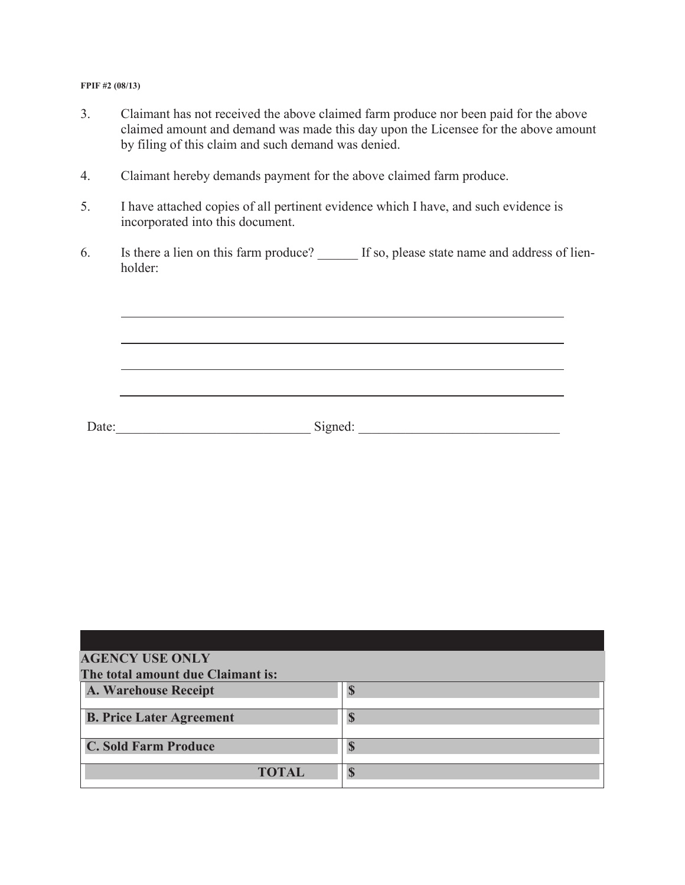FPIF #2 (08/13)

3. Claimant has not received the above claimed farm produce nor been paid for the above claimed amount and demand was made this day upon the Licensee for the above amount by filing of this claim and such demand was denied.

4. Claimant hereby demands payment for the above claimed farm produce.

5. I have attached copies of all pertinent evidence which I have, and such evidence is incorporated into this document.

6. Is there a lien on this farm produce? ______ If so, please state name and address of lien-holder:

______________________________________________________________________

______________________________________________________________________

______________________________________________________________________

______________________________________________________________________

Date:_____________________________ Signed: ______________________________

**AGENCY USE ONLY**
**The total amount due Claimant is:**

| | |
|---|---|
| **A. Warehouse Receipt** | **$** |
| **B. Price Later Agreement** | **$** |
| **C. Sold Farm Produce** | **$** |
| **TOTAL** | **$** |